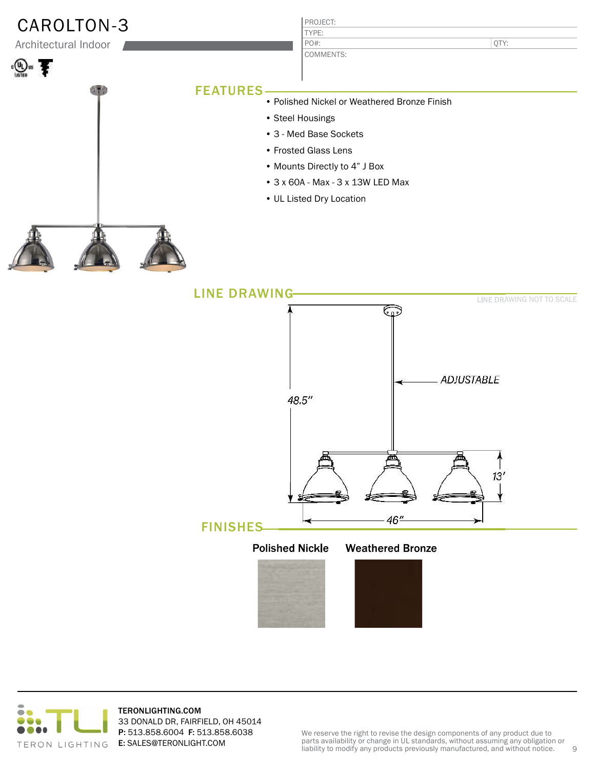# CAROLTON-3

Architectural Indoor

| PROJECT: | |
|---|---|
| TYPE: | |
| PO#: | QTY: |
| COMMENTS: | |

## FEATURES

- Polished Nickel or Weathered Bronze Finish
- Steel Housings
- 3 - Med Base Sockets
- Frosted Glass Lens
- Mounts Directly to 4" J Box
- 3 x 60A - Max - 3 x 13W LED Max
- UL Listed Dry Location

## LINE DRAWING

LINE DRAWING NOT TO SCALE

ADJUSTABLE

48.5"

13'

46"

## FINISHES

**Polished Nickle** **Weathered Bronze**

---

**TERONLIGHTING.COM**
33 DONALD DR, FAIRFIELD, OH 45014
**P:** 513.858.6004 **F:** 513.858.6038
**E:** SALES@TERONLIGHT.COM

We reserve the right to revise the design components of any product due to parts availability or change in UL standards, without assuming any obligation or liability to modify any products previously manufactured, and without notice.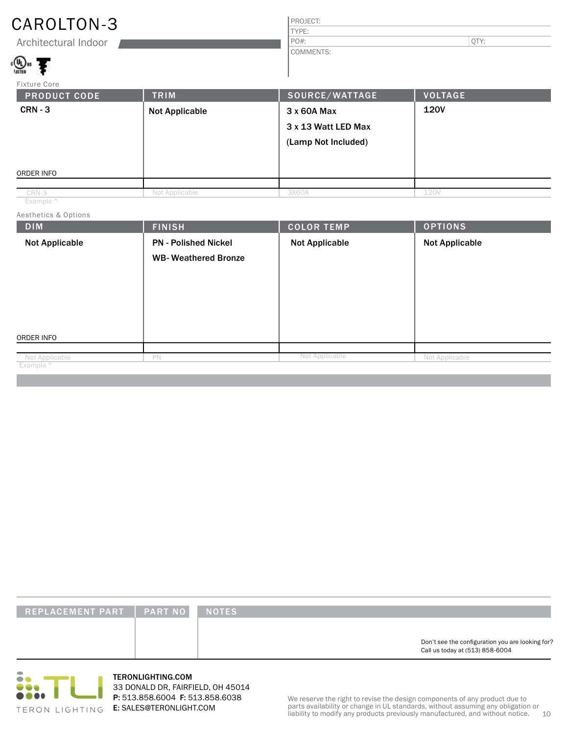# CAROLTON-3

Architectural Indoor

| PROJECT: | |
|---|---|
| TYPE: | |
| PO#: | QTY: |
| COMMENTS: | |

Fixture Core

| PRODUCT CODE | TRIM | SOURCE/WATTAGE | VOLTAGE |
|---|---|---|---|
| **CRN - 3** | **Not Applicable** | **3 x 60A Max**<br>**3 x 13 Watt LED Max**<br>**(Lamp Not Included)** | **120V** |
| ORDER INFO | | | |
| CRN-3 | Not Applicable | 3X60A | 120V |

Example ^

Aesthetics & Options

| DIM | FINISH | COLOR TEMP | OPTIONS |
|---|---|---|---|
| **Not Applicable** | **PN - Polished Nickel**<br>**WB- Weathered Bronze** | **Not Applicable** | **Not Applicable** |
| ORDER INFO | | | |
| Not Applicable | PN | Not Applicable | Not Applicable |

Example ^

| REPLACEMENT PART | PART NO | NOTES |
|---|---|---|
| | | Don't see the configuration you are looking for? Call us today at (513) 858-6004 |

TERON LIGHTING

**TERONLIGHTING.COM**
33 DONALD DR, FAIRFIELD, OH 45014
**P:** 513.858.6004 **F:** 513.858.6038
**E:** SALES@TERONLIGHT.COM

We reserve the right to revise the design components of any product due to parts availability or change in UL standards, without assuming any obligation or liability to modify any products previously manufactured, and without notice.